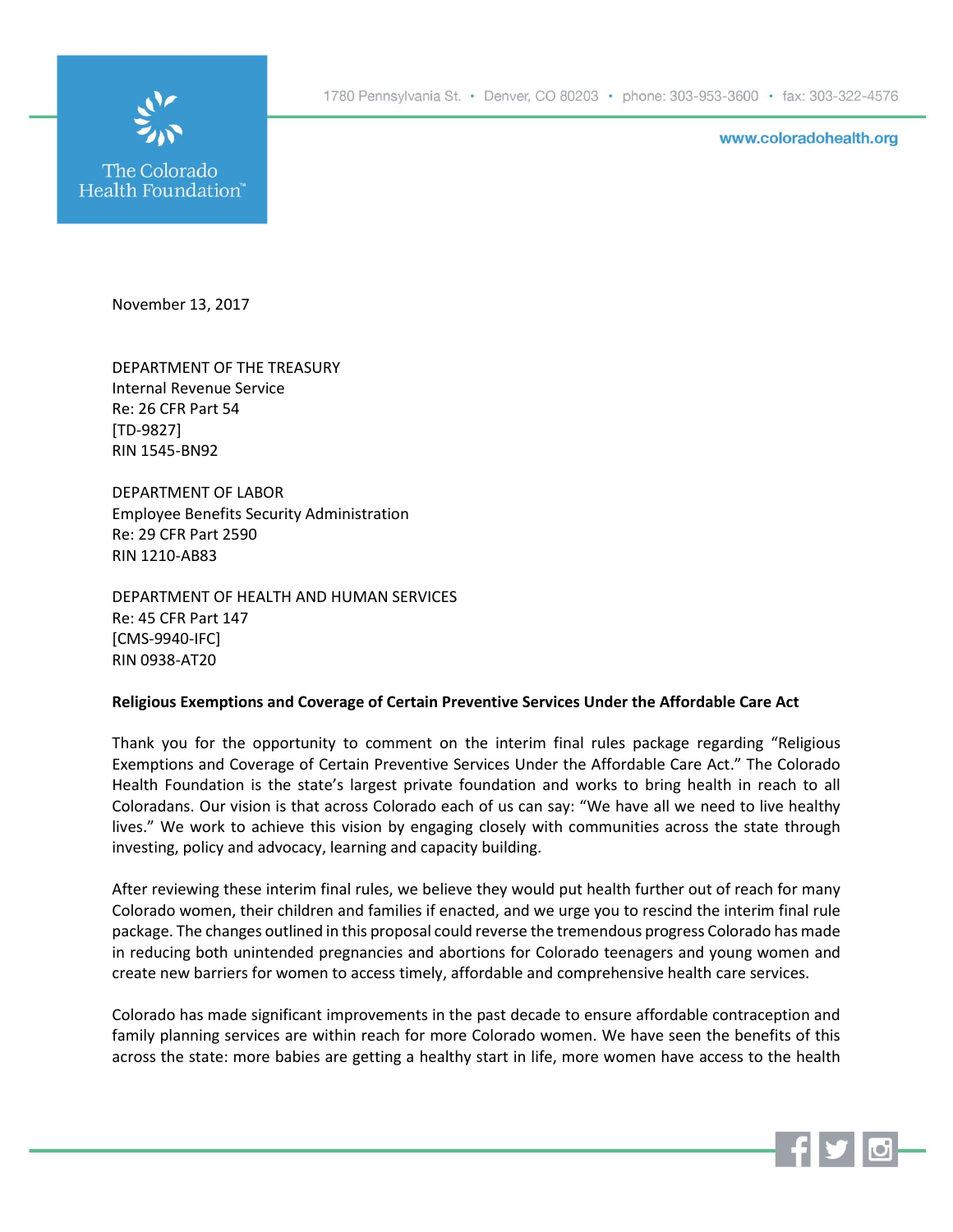The Colorado Health Foundation™

1780 Pennsylvania St. • Denver, CO 80203 • phone: 303-953-3600 • fax: 303-322-4576

www.coloradohealth.org

November 13, 2017

DEPARTMENT OF THE TREASURY
Internal Revenue Service
Re: 26 CFR Part 54
[TD-9827]
RIN 1545-BN92

DEPARTMENT OF LABOR
Employee Benefits Security Administration
Re: 29 CFR Part 2590
RIN 1210-AB83

DEPARTMENT OF HEALTH AND HUMAN SERVICES
Re: 45 CFR Part 147
[CMS-9940-IFC]
RIN 0938-AT20

**Religious Exemptions and Coverage of Certain Preventive Services Under the Affordable Care Act**

Thank you for the opportunity to comment on the interim final rules package regarding "Religious Exemptions and Coverage of Certain Preventive Services Under the Affordable Care Act." The Colorado Health Foundation is the state's largest private foundation and works to bring health in reach to all Coloradans. Our vision is that across Colorado each of us can say: "We have all we need to live healthy lives." We work to achieve this vision by engaging closely with communities across the state through investing, policy and advocacy, learning and capacity building.

After reviewing these interim final rules, we believe they would put health further out of reach for many Colorado women, their children and families if enacted, and we urge you to rescind the interim final rule package. The changes outlined in this proposal could reverse the tremendous progress Colorado has made in reducing both unintended pregnancies and abortions for Colorado teenagers and young women and create new barriers for women to access timely, affordable and comprehensive health care services.

Colorado has made significant improvements in the past decade to ensure affordable contraception and family planning services are within reach for more Colorado women. We have seen the benefits of this across the state: more babies are getting a healthy start in life, more women have access to the health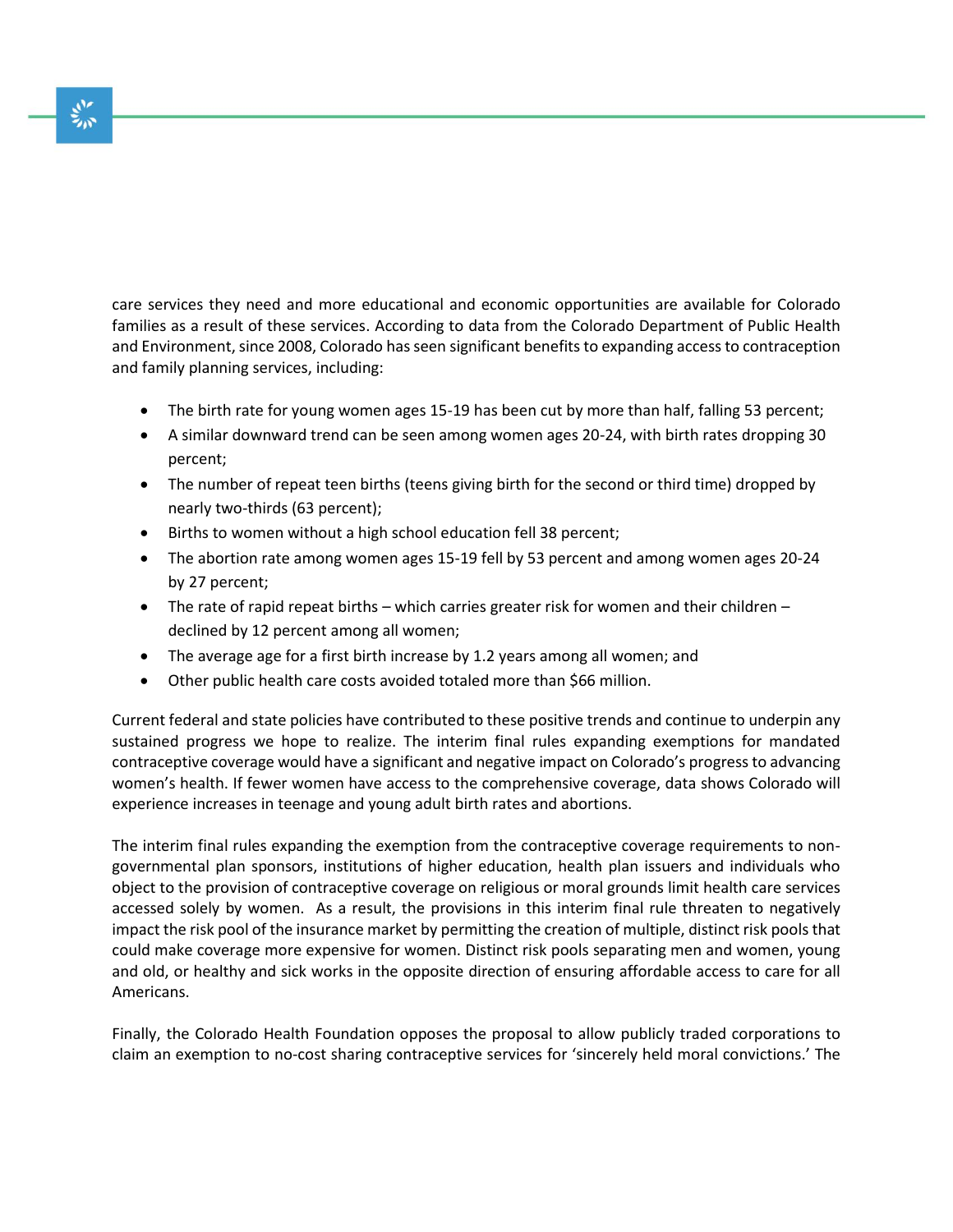care services they need and more educational and economic opportunities are available for Colorado families as a result of these services. According to data from the Colorado Department of Public Health and Environment, since 2008, Colorado has seen significant benefits to expanding access to contraception and family planning services, including:

- The birth rate for young women ages 15-19 has been cut by more than half, falling 53 percent;
- A similar downward trend can be seen among women ages 20-24, with birth rates dropping 30 percent;
- The number of repeat teen births (teens giving birth for the second or third time) dropped by nearly two-thirds (63 percent);
- Births to women without a high school education fell 38 percent;
- The abortion rate among women ages 15-19 fell by 53 percent and among women ages 20-24 by 27 percent;
- The rate of rapid repeat births – which carries greater risk for women and their children – declined by 12 percent among all women;
- The average age for a first birth increase by 1.2 years among all women; and
- Other public health care costs avoided totaled more than $66 million.

Current federal and state policies have contributed to these positive trends and continue to underpin any sustained progress we hope to realize. The interim final rules expanding exemptions for mandated contraceptive coverage would have a significant and negative impact on Colorado's progress to advancing women's health. If fewer women have access to the comprehensive coverage, data shows Colorado will experience increases in teenage and young adult birth rates and abortions.

The interim final rules expanding the exemption from the contraceptive coverage requirements to non-governmental plan sponsors, institutions of higher education, health plan issuers and individuals who object to the provision of contraceptive coverage on religious or moral grounds limit health care services accessed solely by women. As a result, the provisions in this interim final rule threaten to negatively impact the risk pool of the insurance market by permitting the creation of multiple, distinct risk pools that could make coverage more expensive for women. Distinct risk pools separating men and women, young and old, or healthy and sick works in the opposite direction of ensuring affordable access to care for all Americans.

Finally, the Colorado Health Foundation opposes the proposal to allow publicly traded corporations to claim an exemption to no-cost sharing contraceptive services for 'sincerely held moral convictions.' The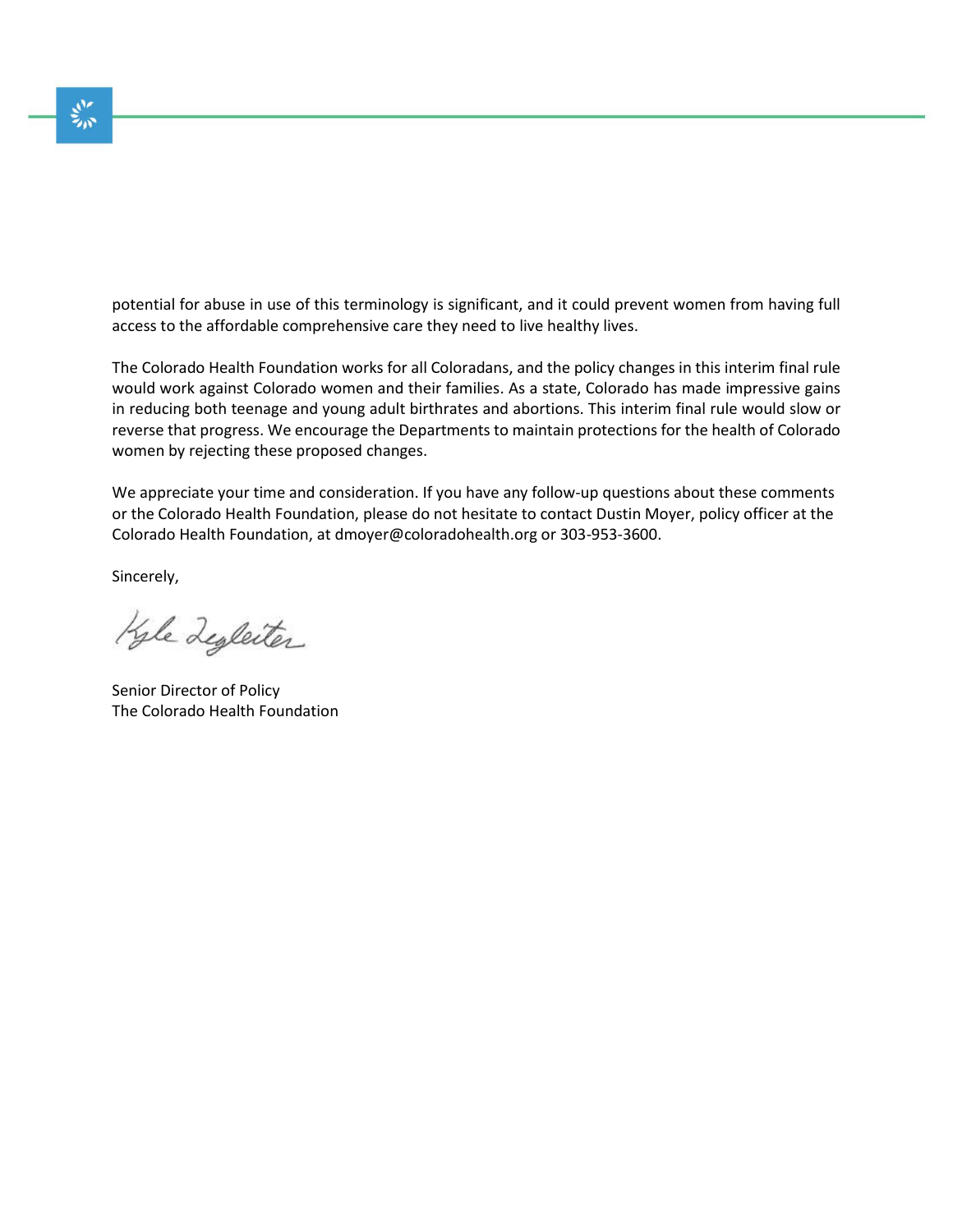potential for abuse in use of this terminology is significant, and it could prevent women from having full access to the affordable comprehensive care they need to live healthy lives.

The Colorado Health Foundation works for all Coloradans, and the policy changes in this interim final rule would work against Colorado women and their families. As a state, Colorado has made impressive gains in reducing both teenage and young adult birthrates and abortions. This interim final rule would slow or reverse that progress. We encourage the Departments to maintain protections for the health of Colorado women by rejecting these proposed changes.

We appreciate your time and consideration. If you have any follow-up questions about these comments or the Colorado Health Foundation, please do not hesitate to contact Dustin Moyer, policy officer at the Colorado Health Foundation, at dmoyer@coloradohealth.org or 303-953-3600.

Sincerely,

Kyle Legleiter

Senior Director of Policy
The Colorado Health Foundation